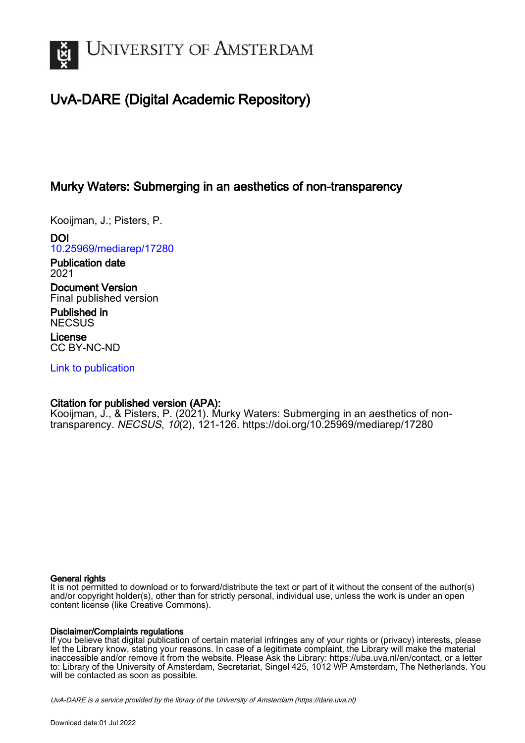# UvA-DARE (Digital Academic Repository)

## Murky Waters: Submerging in an aesthetics of non-transparency

Kooijman, J.; Pisters, P.

**DOI**
10.25969/mediarep/17280

**Publication date**
2021

**Document Version**
Final published version

**Published in**
NECSUS

**License**
CC BY-NC-ND

Link to publication

**Citation for published version (APA):**
Kooijman, J., & Pisters, P. (2021). Murky Waters: Submerging in an aesthetics of non-transparency. *NECSUS*, *10*(2), 121-126. https://doi.org/10.25969/mediarep/17280

**General rights**
It is not permitted to download or to forward/distribute the text or part of it without the consent of the author(s) and/or copyright holder(s), other than for strictly personal, individual use, unless the work is under an open content license (like Creative Commons).

**Disclaimer/Complaints regulations**
If you believe that digital publication of certain material infringes any of your rights or (privacy) interests, please let the Library know, stating your reasons. In case of a legitimate complaint, the Library will make the material inaccessible and/or remove it from the website. Please Ask the Library: https://uba.uva.nl/en/contact, or a letter to: Library of the University of Amsterdam, Secretariat, Singel 425, 1012 WP Amsterdam, The Netherlands. You will be contacted as soon as possible.

*UvA-DARE is a service provided by the library of the University of Amsterdam (https://dare.uva.nl)*

Download date:01 Jul 2022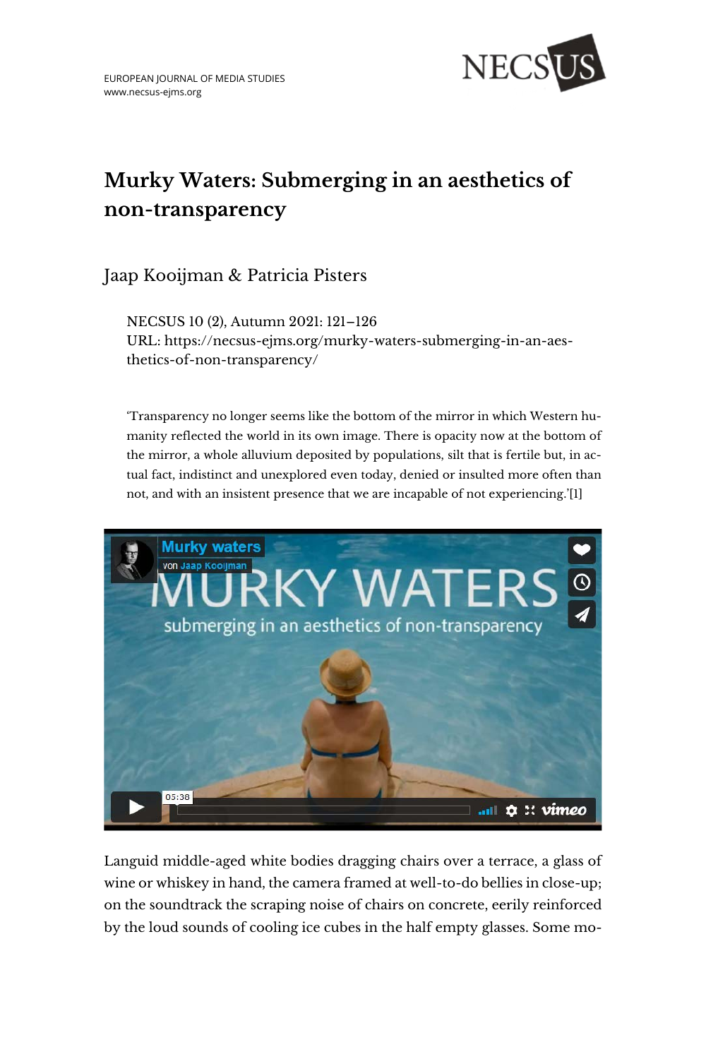EUROPEAN JOURNAL OF MEDIA STUDIES
www.necsus-ejms.org

# Murky Waters: Submerging in an aesthetics of non-transparency

Jaap Kooijman & Patricia Pisters

NECSUS 10 (2), Autumn 2021: 121–126
URL: https://necsus-ejms.org/murky-waters-submerging-in-an-aesthetics-of-non-transparency/

> 'Transparency no longer seems like the bottom of the mirror in which Western humanity reflected the world in its own image. There is opacity now at the bottom of the mirror, a whole alluvium deposited by populations, silt that is fertile but, in actual fact, indistinct and unexplored even today, denied or insulted more often than not, and with an insistent presence that we are incapable of not experiencing.'[1]

Languid middle-aged white bodies dragging chairs over a terrace, a glass of wine or whiskey in hand, the camera framed at well-to-do bellies in close-up; on the soundtrack the scraping noise of chairs on concrete, eerily reinforced by the loud sounds of cooling ice cubes in the half empty glasses. Some mo-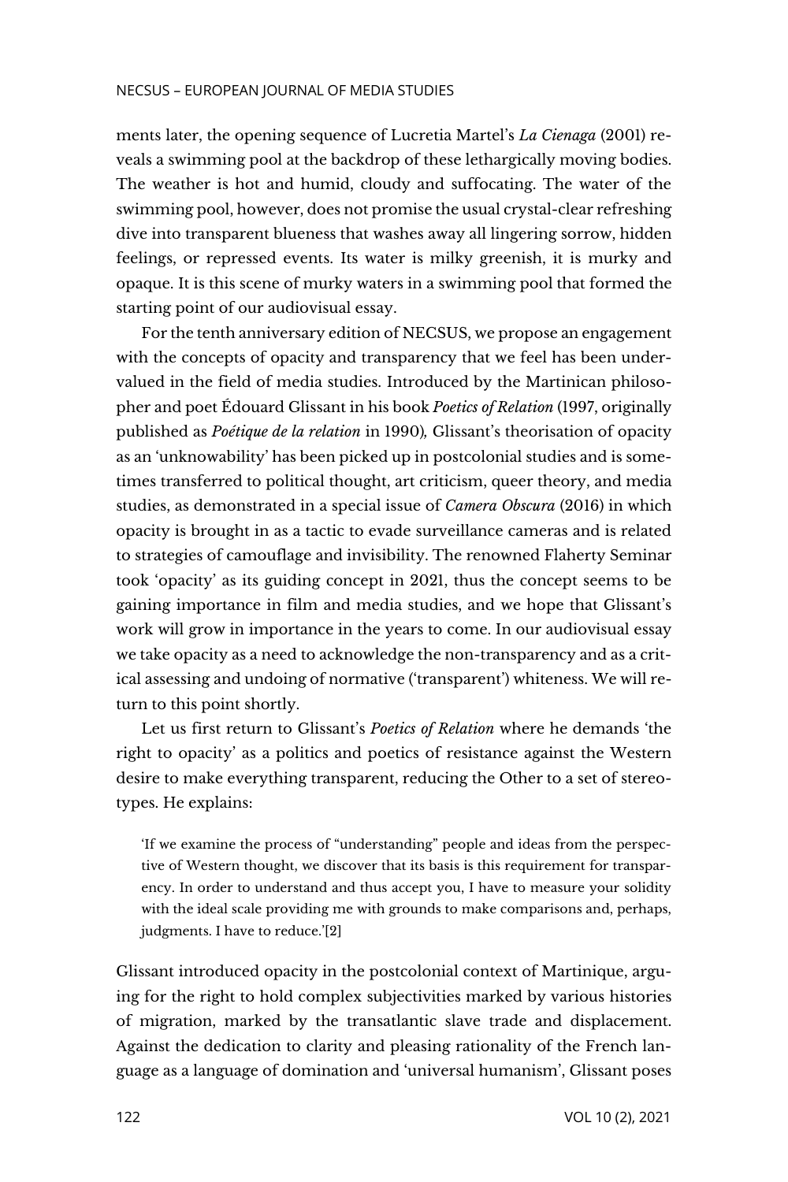ments later, the opening sequence of Lucretia Martel's *La Cienaga* (2001) reveals a swimming pool at the backdrop of these lethargically moving bodies. The weather is hot and humid, cloudy and suffocating. The water of the swimming pool, however, does not promise the usual crystal-clear refreshing dive into transparent blueness that washes away all lingering sorrow, hidden feelings, or repressed events. Its water is milky greenish, it is murky and opaque. It is this scene of murky waters in a swimming pool that formed the starting point of our audiovisual essay.

For the tenth anniversary edition of NECSUS, we propose an engagement with the concepts of opacity and transparency that we feel has been undervalued in the field of media studies. Introduced by the Martinican philosopher and poet Édouard Glissant in his book *Poetics of Relation* (1997, originally published as *Poétique de la relation* in 1990), Glissant's theorisation of opacity as an 'unknowability' has been picked up in postcolonial studies and is sometimes transferred to political thought, art criticism, queer theory, and media studies, as demonstrated in a special issue of *Camera Obscura* (2016) in which opacity is brought in as a tactic to evade surveillance cameras and is related to strategies of camouflage and invisibility. The renowned Flaherty Seminar took 'opacity' as its guiding concept in 2021, thus the concept seems to be gaining importance in film and media studies, and we hope that Glissant's work will grow in importance in the years to come. In our audiovisual essay we take opacity as a need to acknowledge the non-transparency and as a critical assessing and undoing of normative ('transparent') whiteness. We will return to this point shortly.

Let us first return to Glissant's *Poetics of Relation* where he demands 'the right to opacity' as a politics and poetics of resistance against the Western desire to make everything transparent, reducing the Other to a set of stereotypes. He explains:

> 'If we examine the process of "understanding" people and ideas from the perspective of Western thought, we discover that its basis is this requirement for transparency. In order to understand and thus accept you, I have to measure your solidity with the ideal scale providing me with grounds to make comparisons and, perhaps, judgments. I have to reduce.'[2]

Glissant introduced opacity in the postcolonial context of Martinique, arguing for the right to hold complex subjectivities marked by various histories of migration, marked by the transatlantic slave trade and displacement. Against the dedication to clarity and pleasing rationality of the French language as a language of domination and 'universal humanism', Glissant poses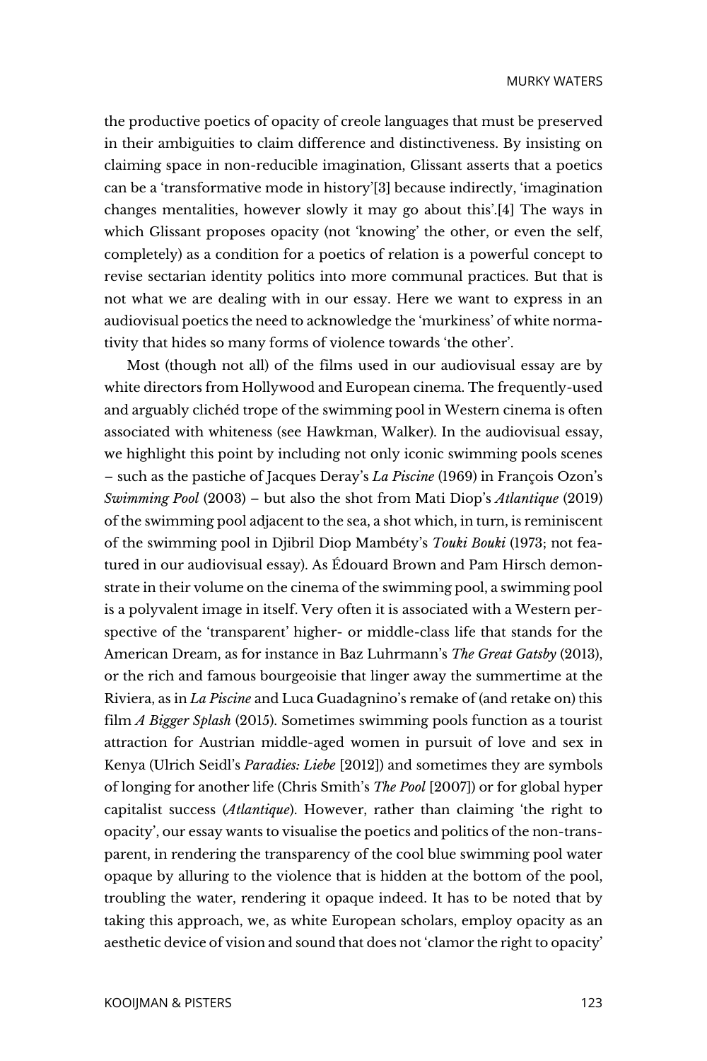the productive poetics of opacity of creole languages that must be preserved in their ambiguities to claim difference and distinctiveness. By insisting on claiming space in non-reducible imagination, Glissant asserts that a poetics can be a 'transformative mode in history'[3] because indirectly, 'imagination changes mentalities, however slowly it may go about this'.[4] The ways in which Glissant proposes opacity (not 'knowing' the other, or even the self, completely) as a condition for a poetics of relation is a powerful concept to revise sectarian identity politics into more communal practices. But that is not what we are dealing with in our essay. Here we want to express in an audiovisual poetics the need to acknowledge the 'murkiness' of white normativity that hides so many forms of violence towards 'the other'.

Most (though not all) of the films used in our audiovisual essay are by white directors from Hollywood and European cinema. The frequently-used and arguably clichéd trope of the swimming pool in Western cinema is often associated with whiteness (see Hawkman, Walker). In the audiovisual essay, we highlight this point by including not only iconic swimming pools scenes – such as the pastiche of Jacques Deray's *La Piscine* (1969) in François Ozon's *Swimming Pool* (2003) – but also the shot from Mati Diop's *Atlantique* (2019) of the swimming pool adjacent to the sea, a shot which, in turn, is reminiscent of the swimming pool in Djibril Diop Mambéty's *Touki Bouki* (1973; not featured in our audiovisual essay). As Édouard Brown and Pam Hirsch demonstrate in their volume on the cinema of the swimming pool, a swimming pool is a polyvalent image in itself. Very often it is associated with a Western perspective of the 'transparent' higher- or middle-class life that stands for the American Dream, as for instance in Baz Luhrmann's *The Great Gatsby* (2013), or the rich and famous bourgeoisie that linger away the summertime at the Riviera, as in *La Piscine* and Luca Guadagnino's remake of (and retake on) this film *A Bigger Splash* (2015). Sometimes swimming pools function as a tourist attraction for Austrian middle-aged women in pursuit of love and sex in Kenya (Ulrich Seidl's *Paradies: Liebe* [2012]) and sometimes they are symbols of longing for another life (Chris Smith's *The Pool* [2007]) or for global hyper capitalist success (*Atlantique*). However, rather than claiming 'the right to opacity', our essay wants to visualise the poetics and politics of the non-transparent, in rendering the transparency of the cool blue swimming pool water opaque by alluring to the violence that is hidden at the bottom of the pool, troubling the water, rendering it opaque indeed. It has to be noted that by taking this approach, we, as white European scholars, employ opacity as an aesthetic device of vision and sound that does not 'clamor the right to opacity'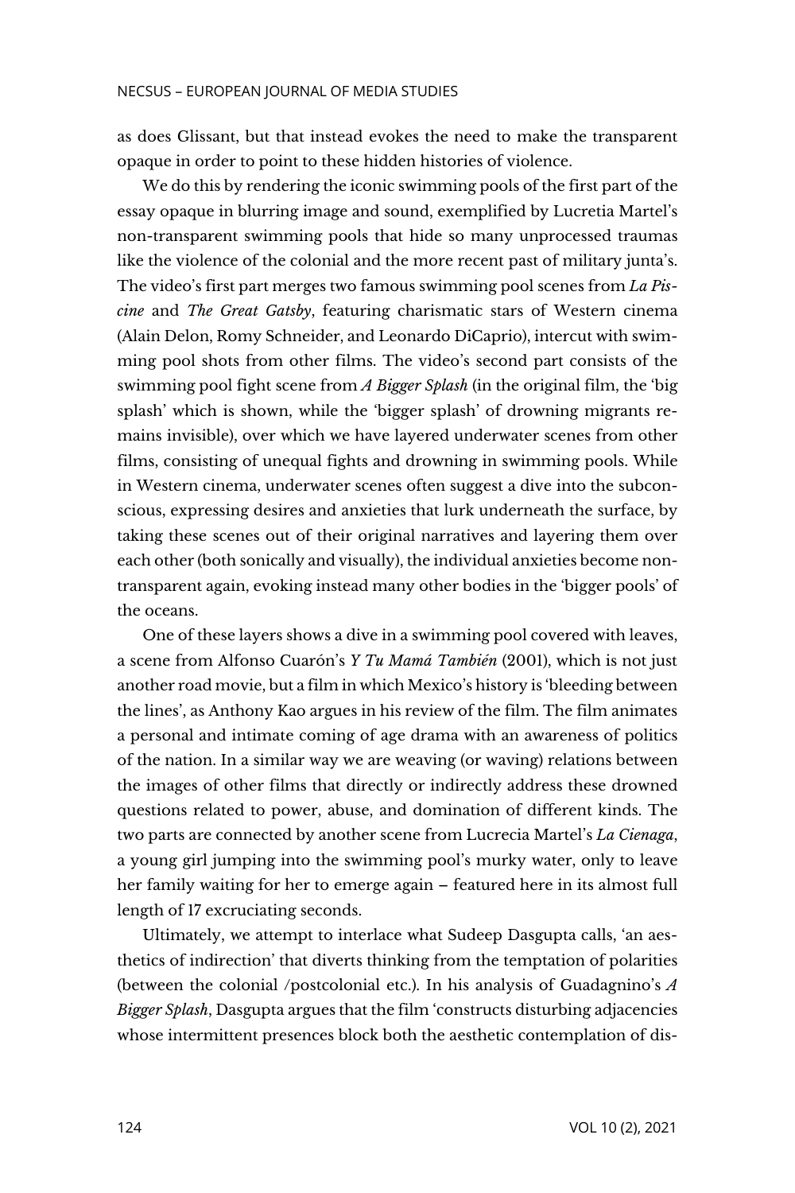as does Glissant, but that instead evokes the need to make the transparent opaque in order to point to these hidden histories of violence.

We do this by rendering the iconic swimming pools of the first part of the essay opaque in blurring image and sound, exemplified by Lucretia Martel's non-transparent swimming pools that hide so many unprocessed traumas like the violence of the colonial and the more recent past of military junta's. The video's first part merges two famous swimming pool scenes from *La Piscine* and *The Great Gatsby*, featuring charismatic stars of Western cinema (Alain Delon, Romy Schneider, and Leonardo DiCaprio), intercut with swimming pool shots from other films. The video's second part consists of the swimming pool fight scene from *A Bigger Splash* (in the original film, the 'big splash' which is shown, while the 'bigger splash' of drowning migrants remains invisible), over which we have layered underwater scenes from other films, consisting of unequal fights and drowning in swimming pools. While in Western cinema, underwater scenes often suggest a dive into the subconscious, expressing desires and anxieties that lurk underneath the surface, by taking these scenes out of their original narratives and layering them over each other (both sonically and visually), the individual anxieties become non-transparent again, evoking instead many other bodies in the 'bigger pools' of the oceans.

One of these layers shows a dive in a swimming pool covered with leaves, a scene from Alfonso Cuarón's *Y Tu Mamá También* (2001), which is not just another road movie, but a film in which Mexico's history is 'bleeding between the lines', as Anthony Kao argues in his review of the film. The film animates a personal and intimate coming of age drama with an awareness of politics of the nation. In a similar way we are weaving (or waving) relations between the images of other films that directly or indirectly address these drowned questions related to power, abuse, and domination of different kinds. The two parts are connected by another scene from Lucrecia Martel's *La Cienaga*, a young girl jumping into the swimming pool's murky water, only to leave her family waiting for her to emerge again – featured here in its almost full length of 17 excruciating seconds.

Ultimately, we attempt to interlace what Sudeep Dasgupta calls, 'an aesthetics of indirection' that diverts thinking from the temptation of polarities (between the colonial /postcolonial etc.). In his analysis of Guadagnino's *A Bigger Splash*, Dasgupta argues that the film 'constructs disturbing adjacencies whose intermittent presences block both the aesthetic contemplation of dis-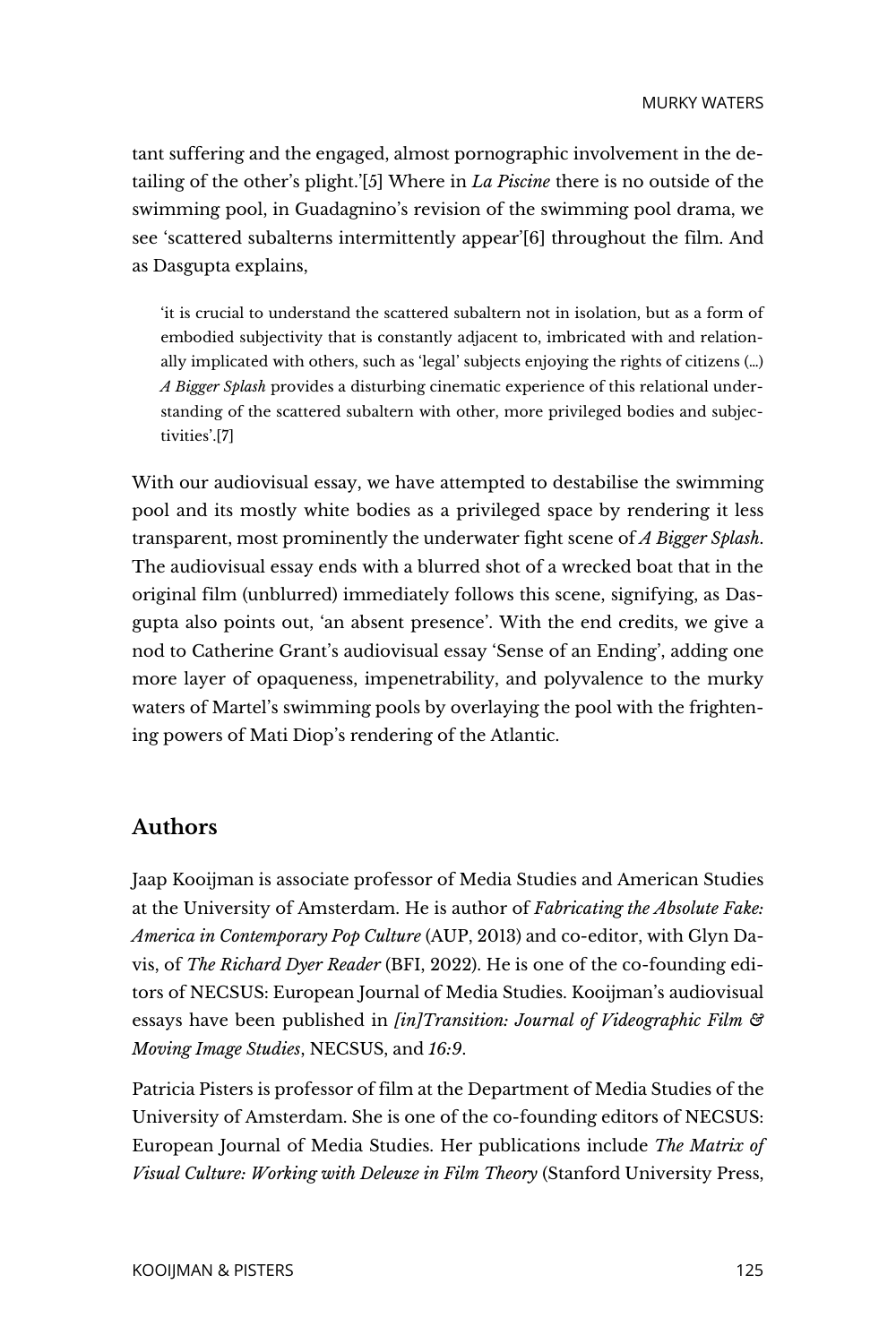tant suffering and the engaged, almost pornographic involvement in the detailing of the other's plight.'[5] Where in *La Piscine* there is no outside of the swimming pool, in Guadagnino's revision of the swimming pool drama, we see 'scattered subalterns intermittently appear'[6] throughout the film. And as Dasgupta explains,

> 'it is crucial to understand the scattered subaltern not in isolation, but as a form of embodied subjectivity that is constantly adjacent to, imbricated with and relationally implicated with others, such as 'legal' subjects enjoying the rights of citizens (...) *A Bigger Splash* provides a disturbing cinematic experience of this relational understanding of the scattered subaltern with other, more privileged bodies and subjectivities'.[7]

With our audiovisual essay, we have attempted to destabilise the swimming pool and its mostly white bodies as a privileged space by rendering it less transparent, most prominently the underwater fight scene of *A Bigger Splash*. The audiovisual essay ends with a blurred shot of a wrecked boat that in the original film (unblurred) immediately follows this scene, signifying, as Dasgupta also points out, 'an absent presence'. With the end credits, we give a nod to Catherine Grant's audiovisual essay 'Sense of an Ending', adding one more layer of opaqueness, impenetrability, and polyvalence to the murky waters of Martel's swimming pools by overlaying the pool with the frightening powers of Mati Diop's rendering of the Atlantic.

## Authors

Jaap Kooijman is associate professor of Media Studies and American Studies at the University of Amsterdam. He is author of *Fabricating the Absolute Fake: America in Contemporary Pop Culture* (AUP, 2013) and co-editor, with Glyn Davis, of *The Richard Dyer Reader* (BFI, 2022). He is one of the co-founding editors of NECSUS: European Journal of Media Studies. Kooijman's audiovisual essays have been published in *[in]Transition: Journal of Videographic Film & Moving Image Studies*, NECSUS, and *16:9*.

Patricia Pisters is professor of film at the Department of Media Studies of the University of Amsterdam. She is one of the co-founding editors of NECSUS: European Journal of Media Studies. Her publications include *The Matrix of Visual Culture: Working with Deleuze in Film Theory* (Stanford University Press,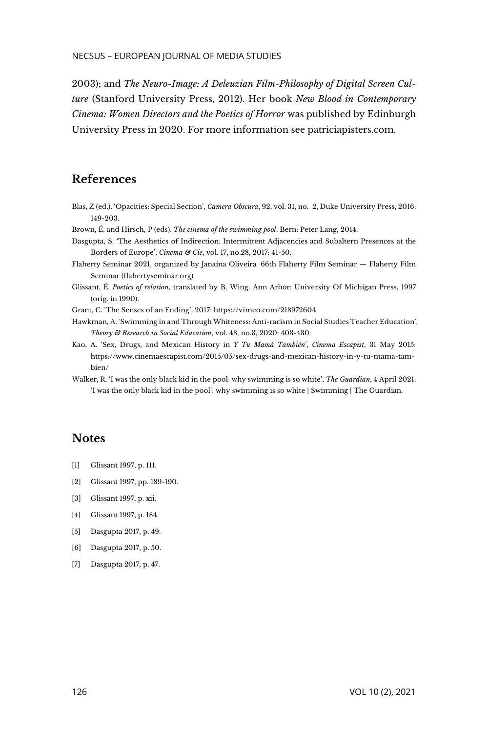2003); and *The Neuro-Image: A Deleuzian Film-Philosophy of Digital Screen Culture* (Stanford University Press, 2012). Her book *New Blood in Contemporary Cinema: Women Directors and the Poetics of Horror* was published by Edinburgh University Press in 2020. For more information see patriciapisters.com.

## References

Blas, Z (ed.). 'Opacities: Special Section', *Camera Obscura*, 92, vol. 31, no. 2, Duke University Press, 2016: 149-203.

Brown, É. and Hirsch, P (eds). *The cinema of the swimming pool*. Bern: Peter Lang, 2014.

Dasgupta, S. 'The Aesthetics of Indirection: Intermittent Adjacencies and Subaltern Presences at the Borders of Europe', *Cinema & Cie*, vol. 17, no.28, 2017: 41-50.

Flaherty Seminar 2021, organized by Janaína Oliveira 66th Flaherty Film Seminar — Flaherty Film Seminar (flahertyseminar.org)

Glissant, É. *Poetics of relation*, translated by B. Wing. Ann Arbor: University Of Michigan Press, 1997 (orig. in 1990).

Grant, C. 'The Senses of an Ending', 2017: https://vimeo.com/218972604

Hawkman, A. 'Swimming in and Through Whiteness: Anti-racism in Social Studies Teacher Education', *Theory & Research in Social Education*, vol. 48, no.3, 2020: 403-430.

Kao, A. 'Sex, Drugs, and Mexican History in *Y Tu Mamá También*', *Cinema Escapist*, 31 May 2015: https://www.cinemaescapist.com/2015/05/sex-drugs-and-mexican-history-in-y-tu-mama-tambien/

Walker, R. 'I was the only black kid in the pool: why swimming is so white', *The Guardian*, 4 April 2021: 'I was the only black kid in the pool': why swimming is so white | Swimming | The Guardian.

## Notes

[1] Glissant 1997, p. 111.

[2] Glissant 1997, pp. 189-190.

[3] Glissant 1997, p. xii.

[4] Glissant 1997, p. 184.

[5] Dasgupta 2017, p. 49.

[6] Dasgupta 2017, p. 50.

[7] Dasgupta 2017, p. 47.